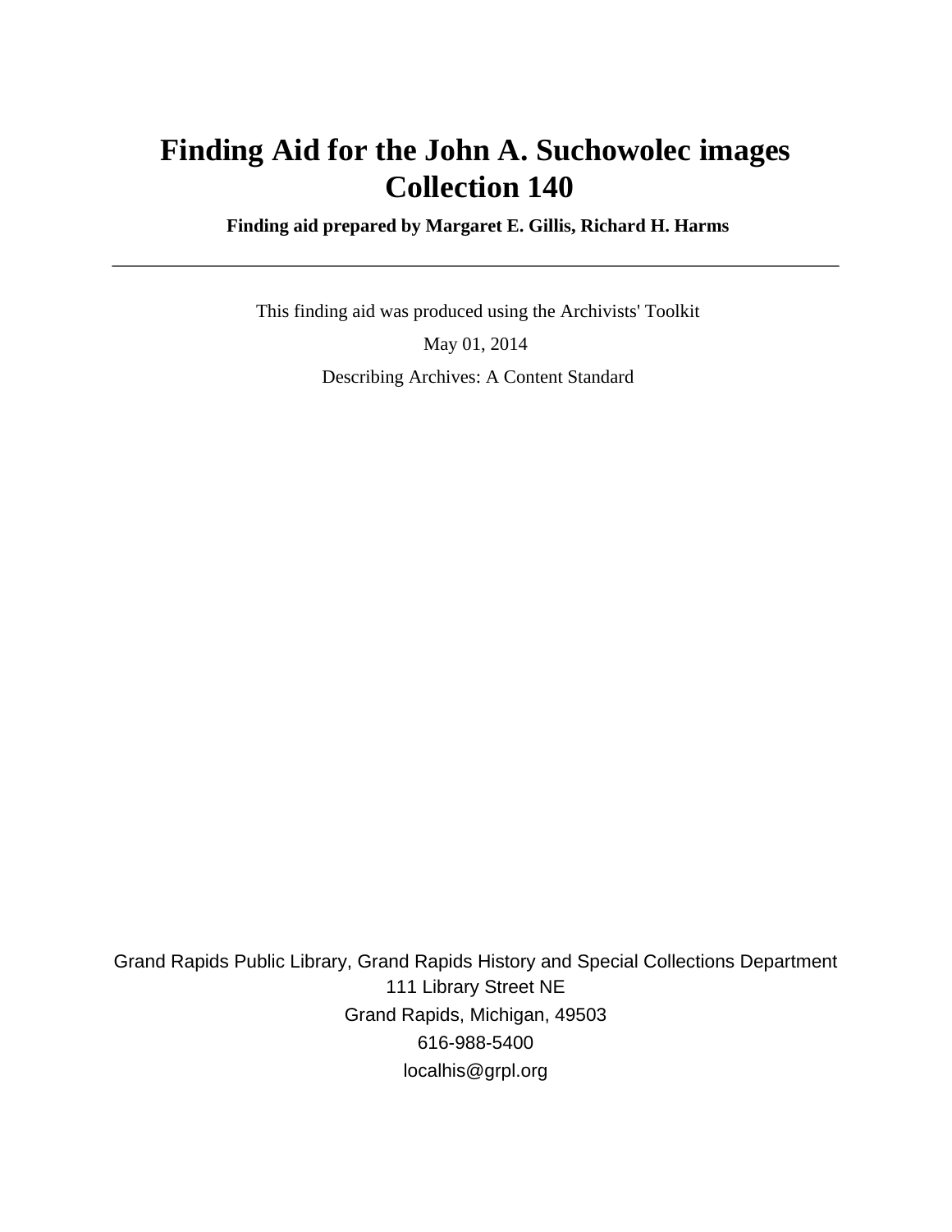# Finding Aid for the John A. Suchowolec images Collection 140

**Finding aid prepared by Margaret E. Gillis, Richard H. Harms**

---

This finding aid was produced using the Archivists' Toolkit

May 01, 2014

Describing Archives: A Content Standard

Grand Rapids Public Library, Grand Rapids History and Special Collections Department
111 Library Street NE
Grand Rapids, Michigan, 49503
616-988-5400
localhis@grpl.org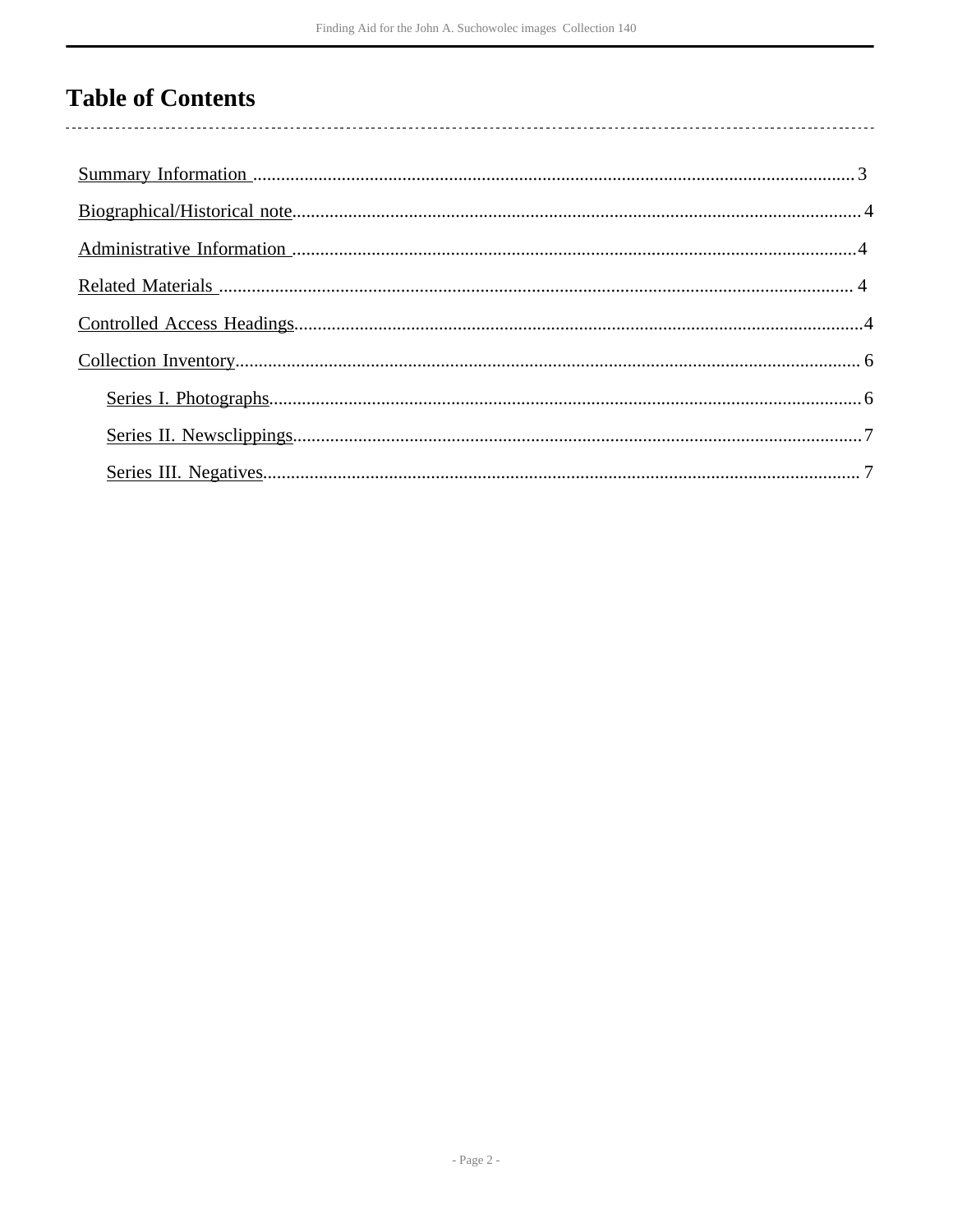# Table of Contents

- Summary Information ........................................ 3
- Biographical/Historical note ........................................ 4
- Administrative Information ........................................ 4
- Related Materials ........................................ 4
- Controlled Access Headings ........................................ 4
- Collection Inventory ........................................ 6
    - Series I. Photographs ........................................ 6
    - Series II. Newsclippings ........................................ 7
    - Series III. Negatives ........................................ 7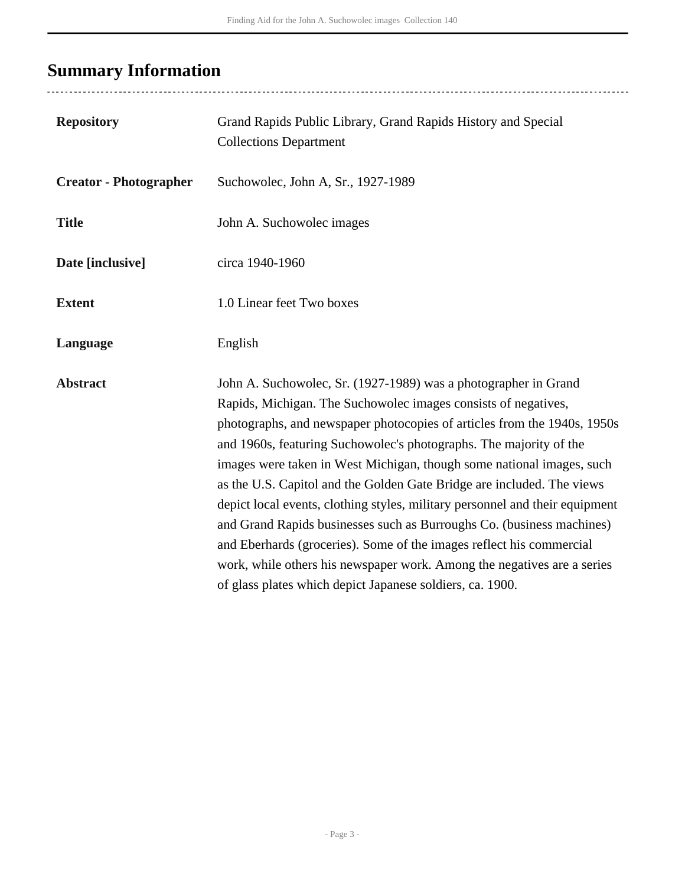## Summary Information

| | |
|---|---|
| **Repository** | Grand Rapids Public Library, Grand Rapids History and Special Collections Department |
| **Creator - Photographer** | Suchowolec, John A, Sr., 1927-1989 |
| **Title** | John A. Suchowolec images |
| **Date [inclusive]** | circa 1940-1960 |
| **Extent** | 1.0 Linear feet Two boxes |
| **Language** | English |
| **Abstract** | John A. Suchowolec, Sr. (1927-1989) was a photographer in Grand Rapids, Michigan. The Suchowolec images consists of negatives, photographs, and newspaper photocopies of articles from the 1940s, 1950s and 1960s, featuring Suchowolec's photographs. The majority of the images were taken in West Michigan, though some national images, such as the U.S. Capitol and the Golden Gate Bridge are included. The views depict local events, clothing styles, military personnel and their equipment and Grand Rapids businesses such as Burroughs Co. (business machines) and Eberhards (groceries). Some of the images reflect his commercial work, while others his newspaper work. Among the negatives are a series of glass plates which depict Japanese soldiers, ca. 1900. |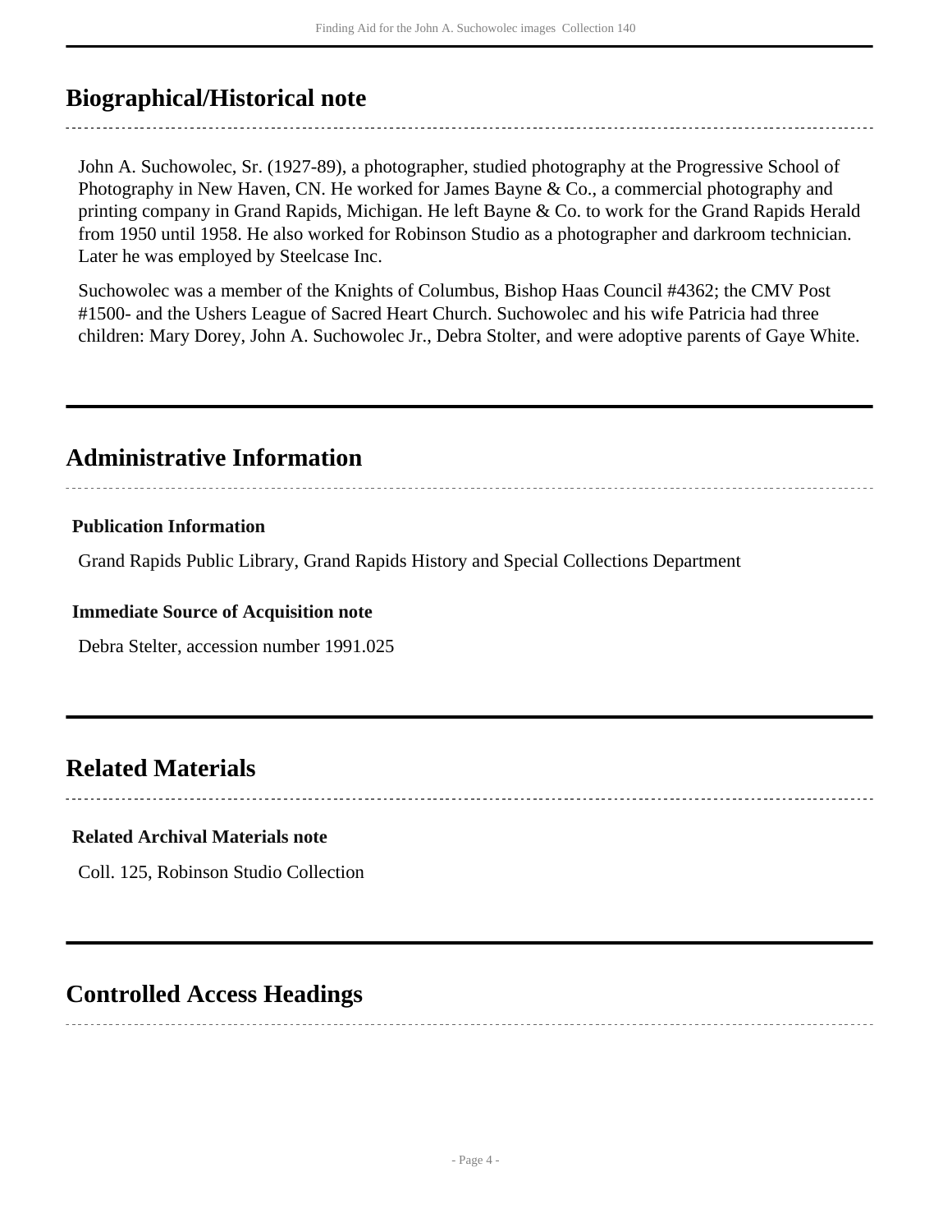## Biographical/Historical note

John A. Suchowolec, Sr. (1927-89), a photographer, studied photography at the Progressive School of Photography in New Haven, CN. He worked for James Bayne & Co., a commercial photography and printing company in Grand Rapids, Michigan. He left Bayne & Co. to work for the Grand Rapids Herald from 1950 until 1958. He also worked for Robinson Studio as a photographer and darkroom technician. Later he was employed by Steelcase Inc.

Suchowolec was a member of the Knights of Columbus, Bishop Haas Council #4362; the CMV Post #1500- and the Ushers League of Sacred Heart Church. Suchowolec and his wife Patricia had three children: Mary Dorey, John A. Suchowolec Jr., Debra Stolter, and were adoptive parents of Gaye White.

## Administrative Information

**Publication Information**

Grand Rapids Public Library, Grand Rapids History and Special Collections Department

**Immediate Source of Acquisition note**

Debra Stelter, accession number 1991.025

## Related Materials

**Related Archival Materials note**

Coll. 125, Robinson Studio Collection

## Controlled Access Headings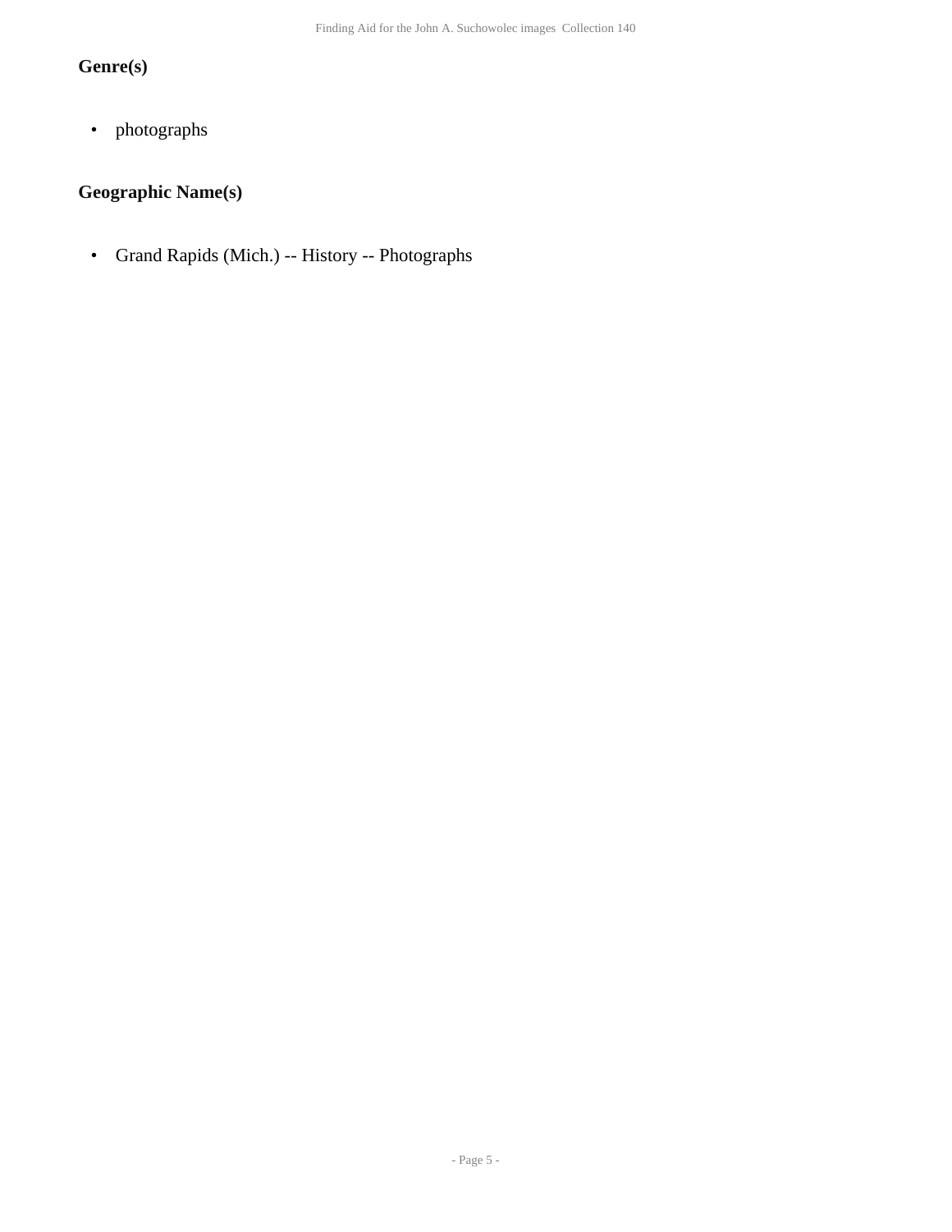### Genre(s)

- photographs

### Geographic Name(s)

- Grand Rapids (Mich.) -- History -- Photographs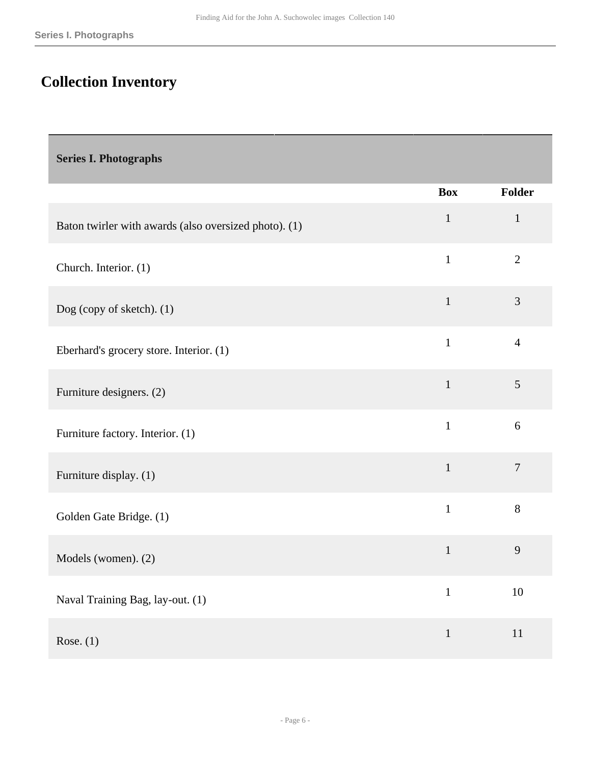# Collection Inventory

| Series I. Photographs | | |
|---|---|---|
| | **Box** | **Folder** |
| Baton twirler with awards (also oversized photo). (1) | 1 | 1 |
| Church. Interior. (1) | 1 | 2 |
| Dog (copy of sketch). (1) | 1 | 3 |
| Eberhard's grocery store. Interior. (1) | 1 | 4 |
| Furniture designers. (2) | 1 | 5 |
| Furniture factory. Interior. (1) | 1 | 6 |
| Furniture display. (1) | 1 | 7 |
| Golden Gate Bridge. (1) | 1 | 8 |
| Models (women). (2) | 1 | 9 |
| Naval Training Bag, lay-out. (1) | 1 | 10 |
| Rose. (1) | 1 | 11 |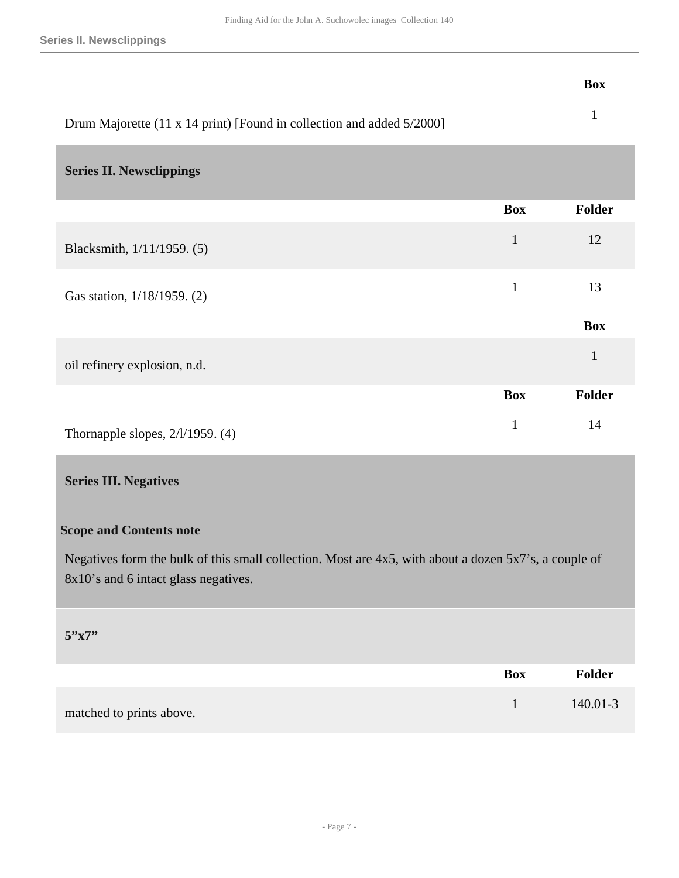| | Box |
|---|---|
| Drum Majorette (11 x 14 print) [Found in collection and added 5/2000] | 1 |

## Series II. Newsclippings

| | Box | Folder |
|---|---|---|
| Blacksmith, 1/11/1959. (5) | 1 | 12 |
| Gas station, 1/18/1959. (2) | 1 | 13 |

| | Box |
|---|---|
| oil refinery explosion, n.d. | 1 |

| | Box | Folder |
|---|---|---|
| Thornapple slopes, 2/l/1959. (4) | 1 | 14 |

## Series III. Negatives

### Scope and Contents note

Negatives form the bulk of this small collection. Most are 4x5, with about a dozen 5x7's, a couple of 8x10's and 6 intact glass negatives.

### 5"x7"

| | Box | Folder |
|---|---|---|
| matched to prints above. | 1 | 140.01-3 |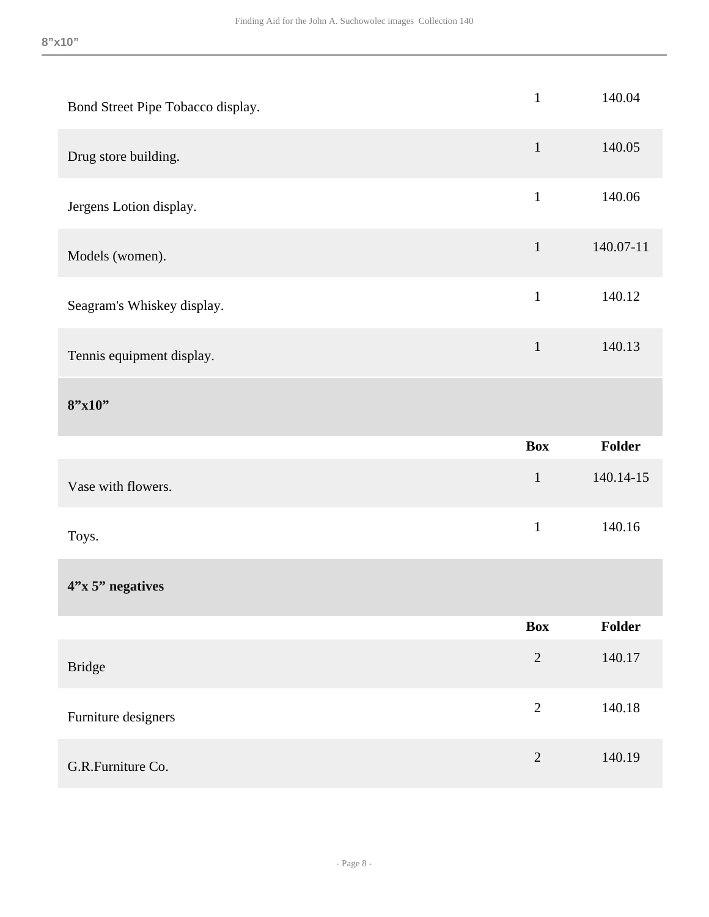| | Box | Folder |
|---|---|---|
| Bond Street Pipe Tobacco display. | 1 | 140.04 |
| Drug store building. | 1 | 140.05 |
| Jergens Lotion display. | 1 | 140.06 |
| Models (women). | 1 | 140.07-11 |
| Seagram's Whiskey display. | 1 | 140.12 |
| Tennis equipment display. | 1 | 140.13 |

### 8”x10”

| | Box | Folder |
|---|---|---|
| Vase with flowers. | 1 | 140.14-15 |
| Toys. | 1 | 140.16 |

### 4”x 5” negatives

| | Box | Folder |
|---|---|---|
| Bridge | 2 | 140.17 |
| Furniture designers | 2 | 140.18 |
| G.R.Furniture Co. | 2 | 140.19 |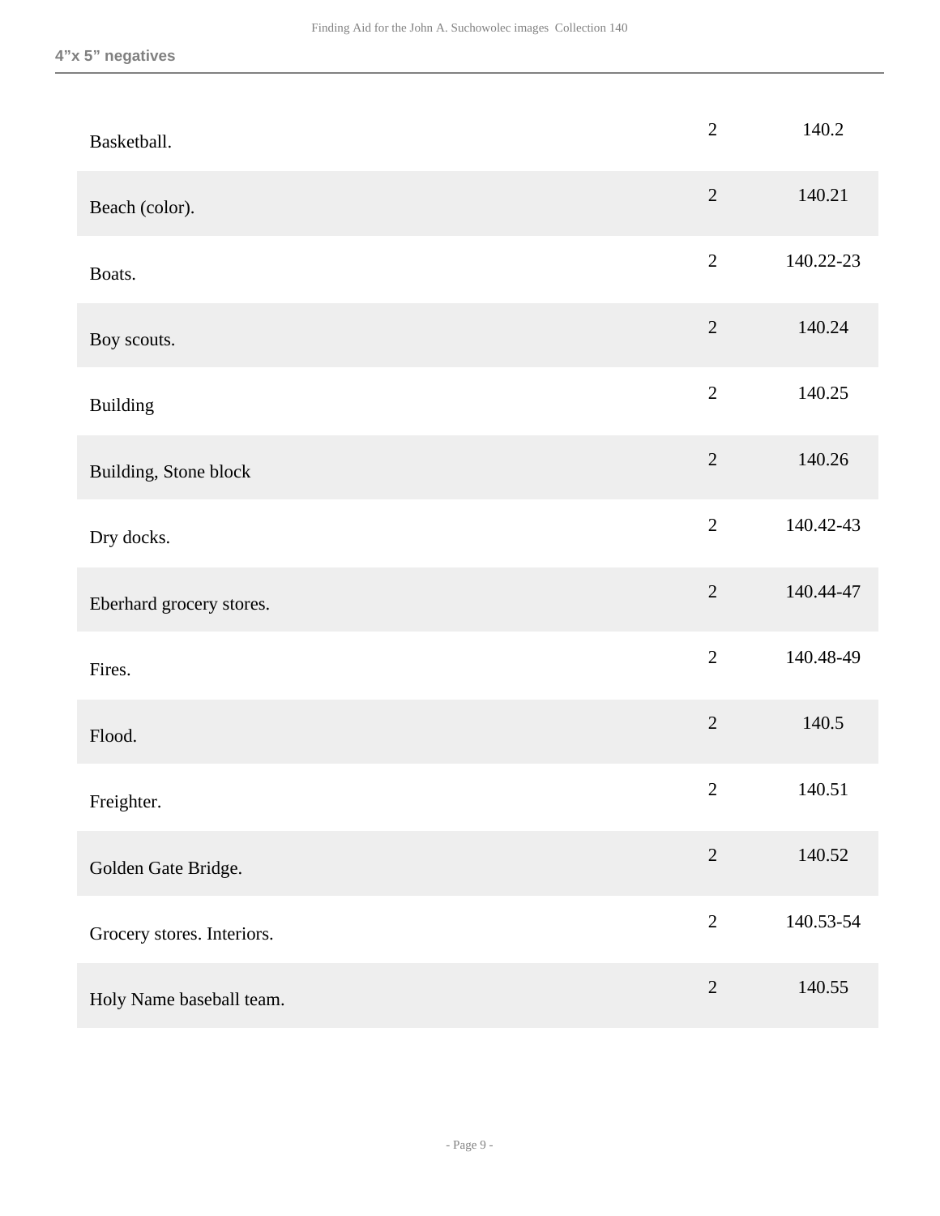| | | |
|---|---|---|
| Basketball. | 2 | 140.2 |
| Beach (color). | 2 | 140.21 |
| Boats. | 2 | 140.22-23 |
| Boy scouts. | 2 | 140.24 |
| Building | 2 | 140.25 |
| Building, Stone block | 2 | 140.26 |
| Dry docks. | 2 | 140.42-43 |
| Eberhard grocery stores. | 2 | 140.44-47 |
| Fires. | 2 | 140.48-49 |
| Flood. | 2 | 140.5 |
| Freighter. | 2 | 140.51 |
| Golden Gate Bridge. | 2 | 140.52 |
| Grocery stores. Interiors. | 2 | 140.53-54 |
| Holy Name baseball team. | 2 | 140.55 |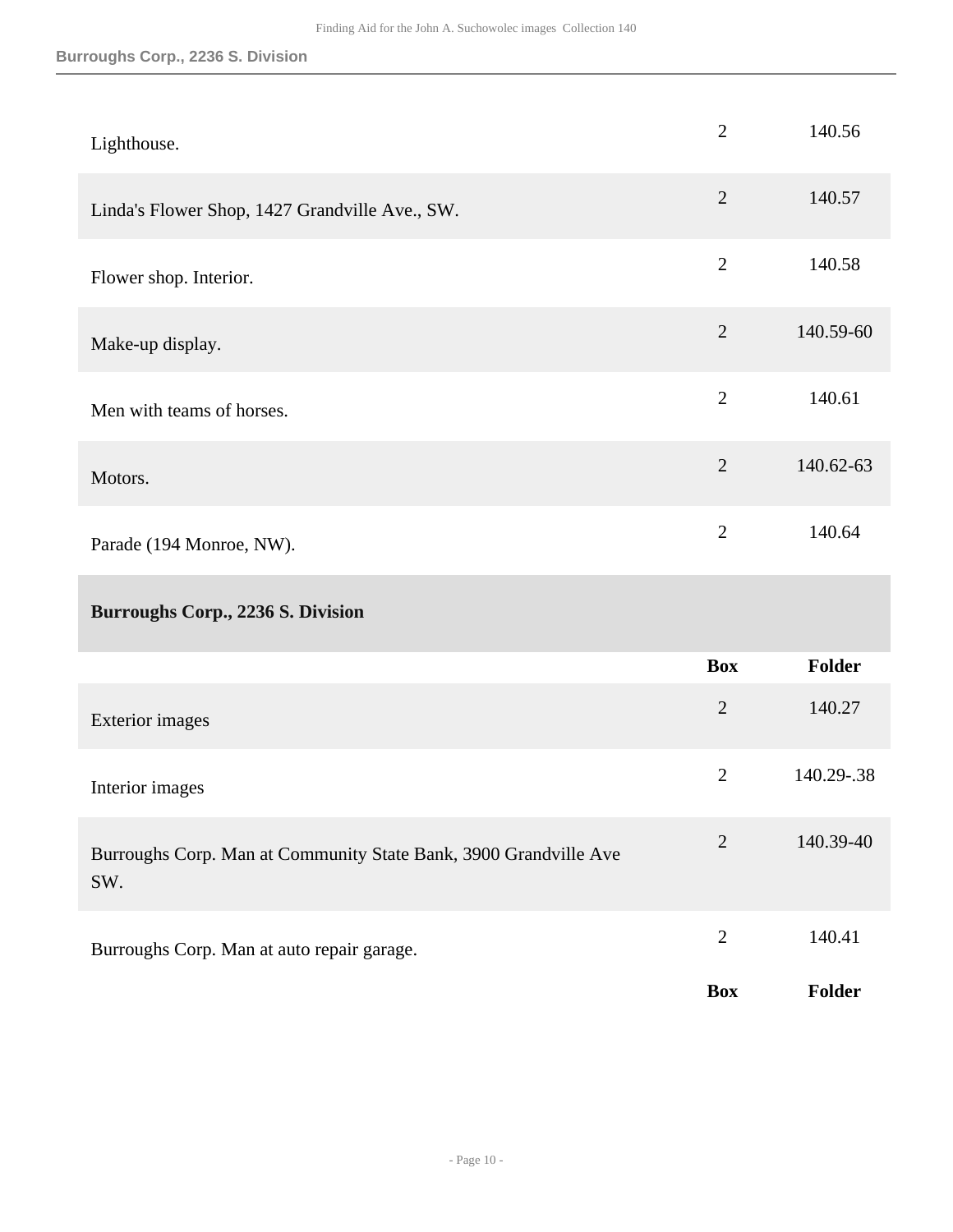| | Box | Folder |
|---|---|---|
| Lighthouse. | 2 | 140.56 |
| Linda's Flower Shop, 1427 Grandville Ave., SW. | 2 | 140.57 |
| Flower shop. Interior. | 2 | 140.58 |
| Make-up display. | 2 | 140.59-60 |
| Men with teams of horses. | 2 | 140.61 |
| Motors. | 2 | 140.62-63 |
| Parade (194 Monroe, NW). | 2 | 140.64 |

### Burroughs Corp., 2236 S. Division

| | Box | Folder |
|---|---|---|
| Exterior images | 2 | 140.27 |
| Interior images | 2 | 140.29-.38 |
| Burroughs Corp. Man at Community State Bank, 3900 Grandville Ave SW. | 2 | 140.39-40 |
| Burroughs Corp. Man at auto repair garage. | 2 | 140.41 |
| | Box | Folder |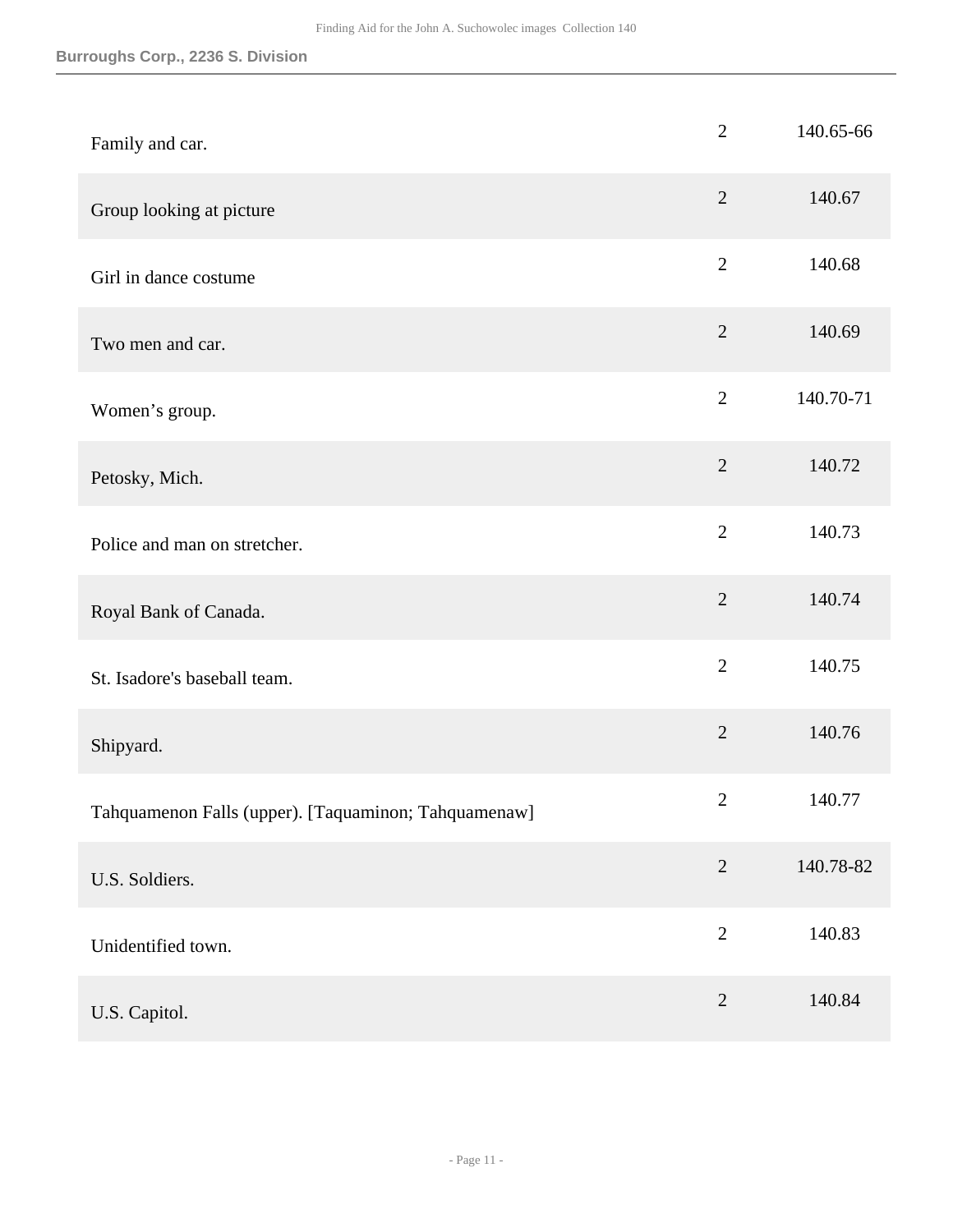### Burroughs Corp., 2236 S. Division

| | | |
|---|---|---|
| Family and car. | 2 | 140.65-66 |
| Group looking at picture | 2 | 140.67 |
| Girl in dance costume | 2 | 140.68 |
| Two men and car. | 2 | 140.69 |
| Women’s group. | 2 | 140.70-71 |
| Petosky, Mich. | 2 | 140.72 |
| Police and man on stretcher. | 2 | 140.73 |
| Royal Bank of Canada. | 2 | 140.74 |
| St. Isadore's baseball team. | 2 | 140.75 |
| Shipyard. | 2 | 140.76 |
| Tahquamenon Falls (upper). [Taquaminon; Tahquamenaw] | 2 | 140.77 |
| U.S. Soldiers. | 2 | 140.78-82 |
| Unidentified town. | 2 | 140.83 |
| U.S. Capitol. | 2 | 140.84 |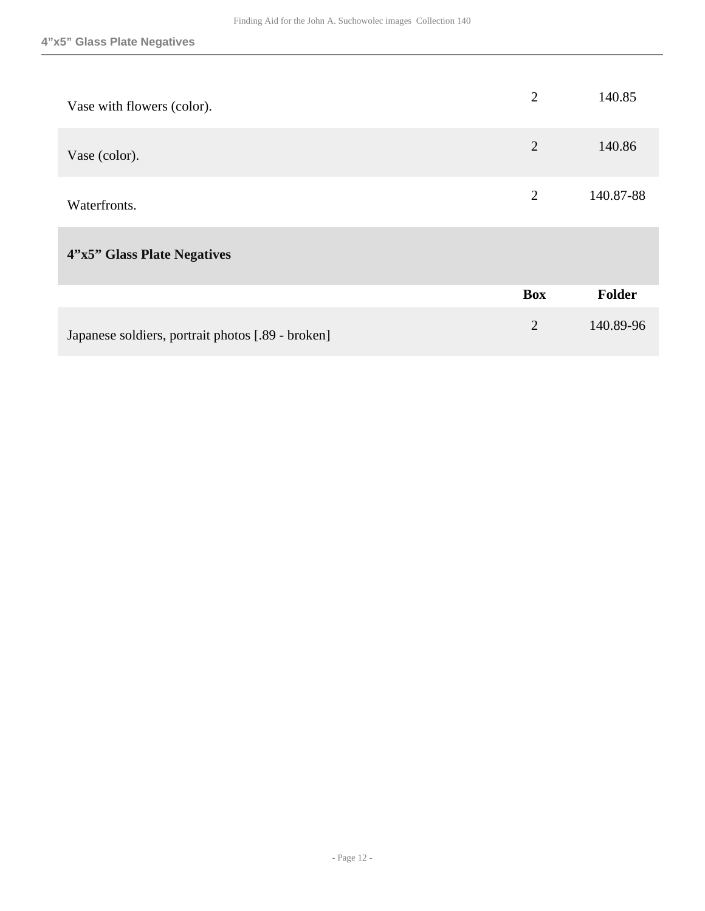| | | |
|---|---|---|
| Vase with flowers (color). | 2 | 140.85 |
| Vase (color). | 2 | 140.86 |
| Waterfronts. | 2 | 140.87-88 |

## 4”x5” Glass Plate Negatives

| | Box | Folder |
|---|---|---|
| Japanese soldiers, portrait photos [.89 - broken] | 2 | 140.89-96 |